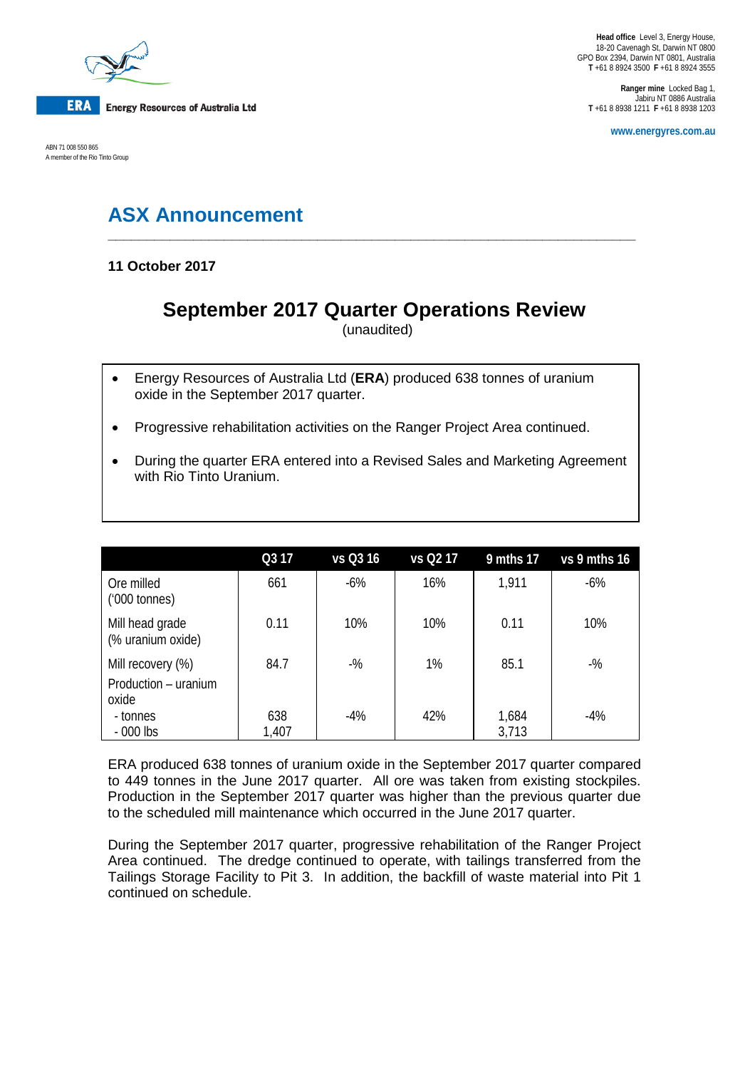Head office Level 3, Energy House, 18-20 Cavenagh St, Darwin NT 0800
GPO Box 2394, Darwin NT 0801, Australia
T +61 8 8924 3500 F +61 8 8924 3555

Ranger mine Locked Bag 1, Jabiru NT 0886 Australia
T +61 8 8938 1211 F +61 8 8938 1203

www.energyres.com.au

ERA Energy Resources of Australia Ltd

ABN 71 008 550 865
A member of the Rio Tinto Group

# ASX Announcement

**11 October 2017**

## September 2017 Quarter Operations Review

(unaudited)

- Energy Resources of Australia Ltd (**ERA**) produced 638 tonnes of uranium oxide in the September 2017 quarter.
- Progressive rehabilitation activities on the Ranger Project Area continued.
- During the quarter ERA entered into a Revised Sales and Marketing Agreement with Rio Tinto Uranium.

| | Q3 17 | vs Q3 16 | vs Q2 17 | 9 mths 17 | vs 9 mths 16 |
|---|---|---|---|---|---|
| Ore milled ('000 tonnes) | 661 | -6% | 16% | 1,911 | -6% |
| Mill head grade (% uranium oxide) | 0.11 | 10% | 10% | 0.11 | 10% |
| Mill recovery (%) | 84.7 | -% | 1% | 85.1 | -% |
| Production – uranium oxide | | | | | |
| - tonnes | 638 | -4% | 42% | 1,684 | -4% |
| - 000 lbs | 1,407 | | | 3,713 | |

ERA produced 638 tonnes of uranium oxide in the September 2017 quarter compared to 449 tonnes in the June 2017 quarter. All ore was taken from existing stockpiles. Production in the September 2017 quarter was higher than the previous quarter due to the scheduled mill maintenance which occurred in the June 2017 quarter.

During the September 2017 quarter, progressive rehabilitation of the Ranger Project Area continued. The dredge continued to operate, with tailings transferred from the Tailings Storage Facility to Pit 3. In addition, the backfill of waste material into Pit 1 continued on schedule.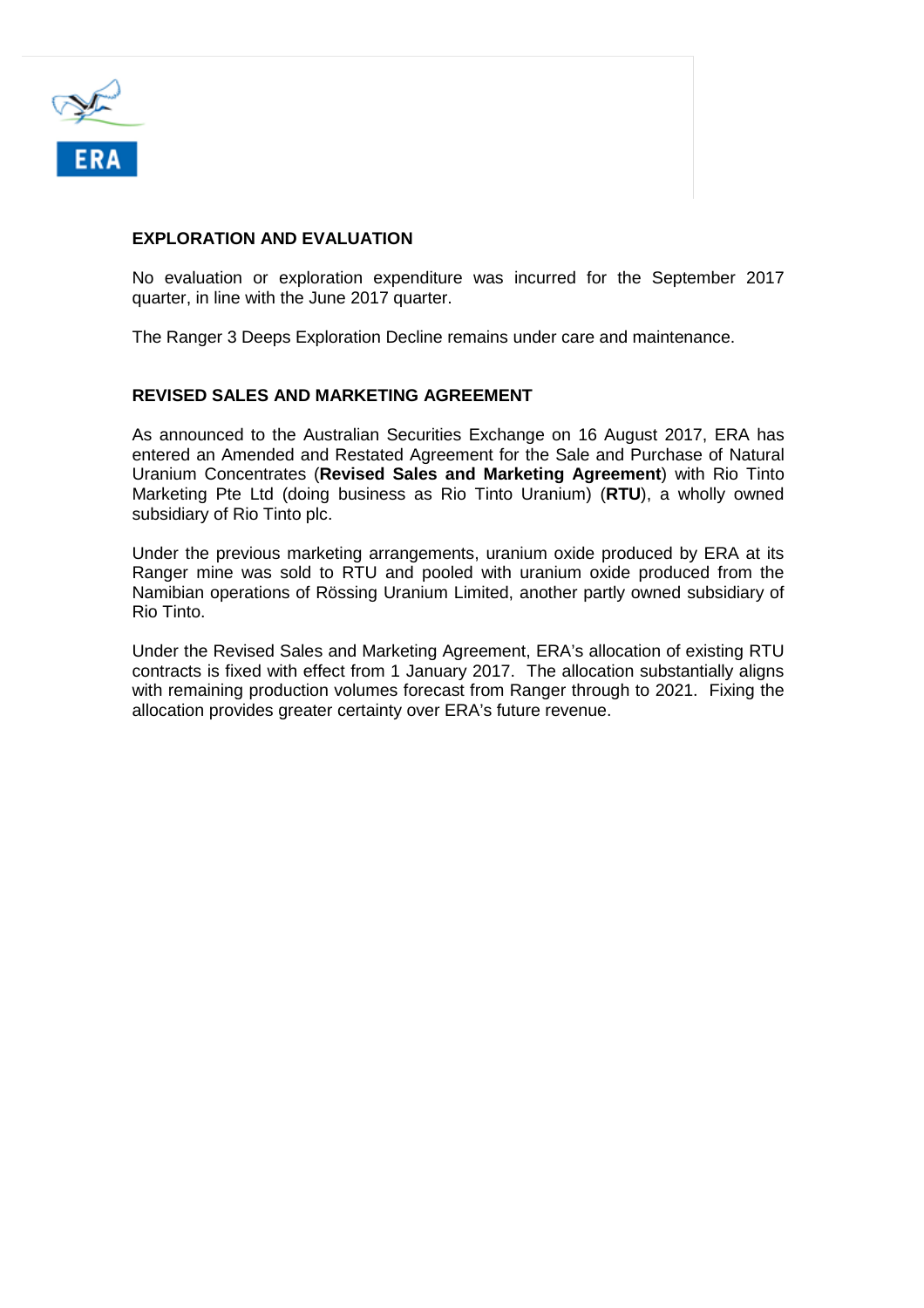## EXPLORATION AND EVALUATION

No evaluation or exploration expenditure was incurred for the September 2017 quarter, in line with the June 2017 quarter.

The Ranger 3 Deeps Exploration Decline remains under care and maintenance.

## REVISED SALES AND MARKETING AGREEMENT

As announced to the Australian Securities Exchange on 16 August 2017, ERA has entered an Amended and Restated Agreement for the Sale and Purchase of Natural Uranium Concentrates (**Revised Sales and Marketing Agreement**) with Rio Tinto Marketing Pte Ltd (doing business as Rio Tinto Uranium) (**RTU**), a wholly owned subsidiary of Rio Tinto plc.

Under the previous marketing arrangements, uranium oxide produced by ERA at its Ranger mine was sold to RTU and pooled with uranium oxide produced from the Namibian operations of Rössing Uranium Limited, another partly owned subsidiary of Rio Tinto.

Under the Revised Sales and Marketing Agreement, ERA's allocation of existing RTU contracts is fixed with effect from 1 January 2017. The allocation substantially aligns with remaining production volumes forecast from Ranger through to 2021. Fixing the allocation provides greater certainty over ERA's future revenue.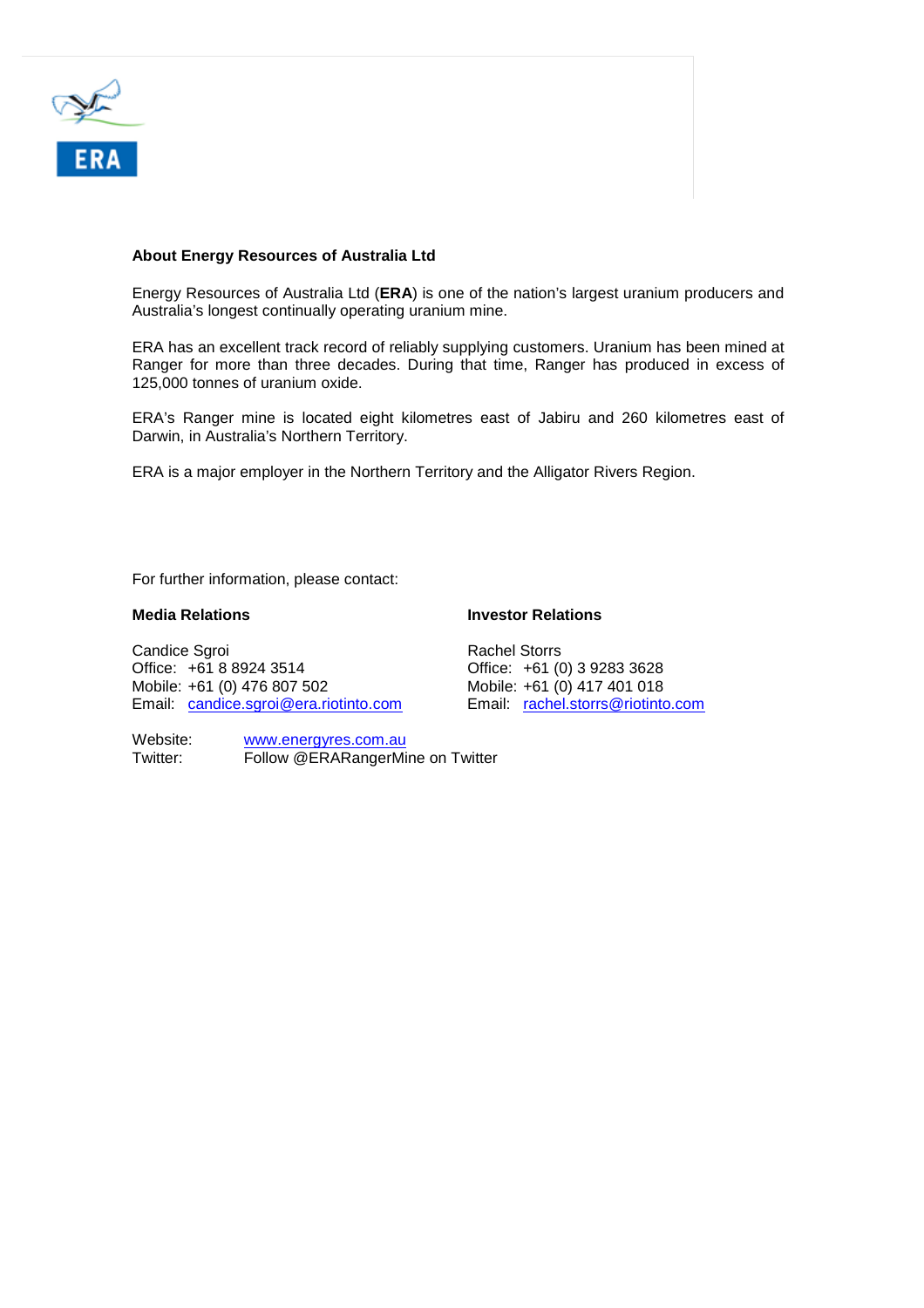## About Energy Resources of Australia Ltd

Energy Resources of Australia Ltd (**ERA**) is one of the nation's largest uranium producers and Australia's longest continually operating uranium mine.

ERA has an excellent track record of reliably supplying customers. Uranium has been mined at Ranger for more than three decades. During that time, Ranger has produced in excess of 125,000 tonnes of uranium oxide.

ERA's Ranger mine is located eight kilometres east of Jabiru and 260 kilometres east of Darwin, in Australia's Northern Territory.

ERA is a major employer in the Northern Territory and the Alligator Rivers Region.

For further information, please contact:

**Media Relations**

Candice Sgroi
Office: +61 8 8924 3514
Mobile: +61 (0) 476 807 502
Email: candice.sgroi@era.riotinto.com

**Investor Relations**

Rachel Storrs
Office: +61 (0) 3 9283 3628
Mobile: +61 (0) 417 401 018
Email: rachel.storrs@riotinto.com

Website: www.energyres.com.au
Twitter: Follow @ERARangerMine on Twitter